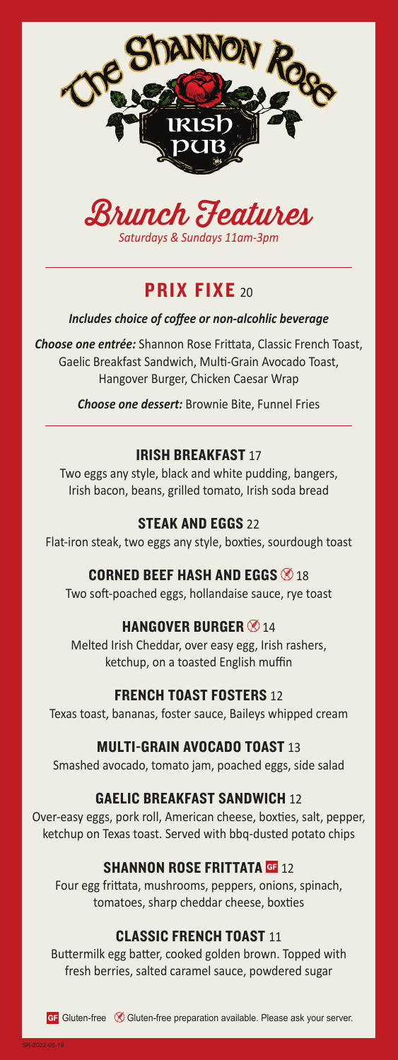# The Shannon Rose Irish Pub

## Brunch Features

*Saturdays & Sundays 11am-3pm*

---

## PRIX FIXE 20

***Includes choice of coffee or non-alcohlic beverage***

***Choose one entrée:*** Shannon Rose Frittata, Classic French Toast, Gaelic Breakfast Sandwich, Multi-Grain Avocado Toast, Hangover Burger, Chicken Caesar Wrap

***Choose one dessert:*** Brownie Bite, Funnel Fries

---

### IRISH BREAKFAST 17

Two eggs any style, black and white pudding, bangers, Irish bacon, beans, grilled tomato, Irish soda bread

### STEAK AND EGGS 22

Flat-iron steak, two eggs any style, boxties, sourdough toast

### CORNED BEEF HASH AND EGGS ⊘ 18

Two soft-poached eggs, hollandaise sauce, rye toast

### HANGOVER BURGER ⊘ 14

Melted Irish Cheddar, over easy egg, Irish rashers, ketchup, on a toasted English muffin

### FRENCH TOAST FOSTERS 12

Texas toast, bananas, foster sauce, Baileys whipped cream

### MULTI-GRAIN AVOCADO TOAST 13

Smashed avocado, tomato jam, poached eggs, side salad

### GAELIC BREAKFAST SANDWICH 12

Over-easy eggs, pork roll, American cheese, boxties, salt, pepper, ketchup on Texas toast. Served with bbq-dusted potato chips

### SHANNON ROSE FRITTATA GF 12

Four egg frittata, mushrooms, peppers, onions, spinach, tomatoes, sharp cheddar cheese, boxties

### CLASSIC FRENCH TOAST 11

Buttermilk egg batter, cooked golden brown. Topped with fresh berries, salted caramel sauce, powdered sugar

GF Gluten-free ⊘ Gluten-free preparation available. Please ask your server.

SR-2022-05-16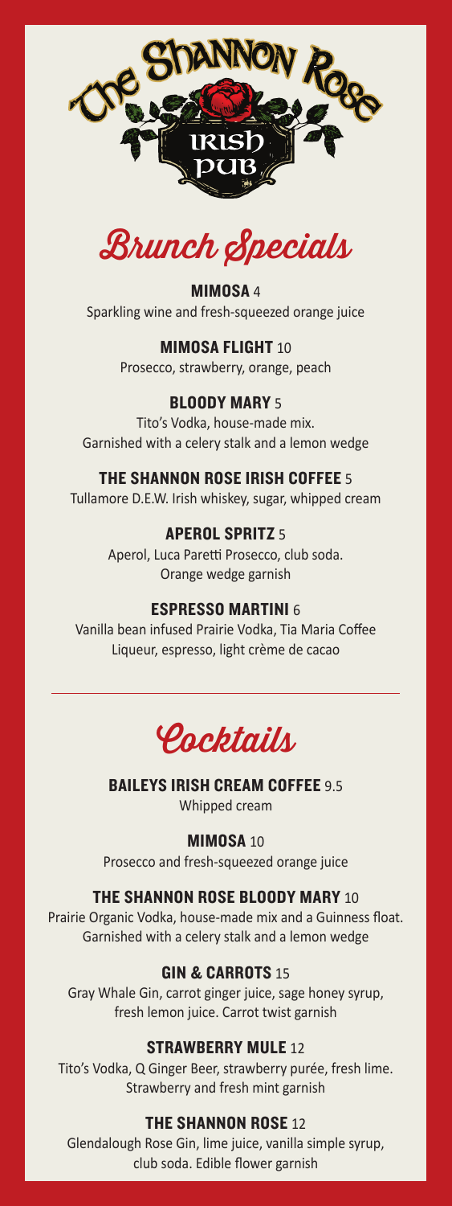# The Shannon Rose Irish Pub

## Brunch Specials

**MIMOSA** 4
Sparkling wine and fresh-squeezed orange juice

**MIMOSA FLIGHT** 10
Prosecco, strawberry, orange, peach

**BLOODY MARY** 5
Tito's Vodka, house-made mix.
Garnished with a celery stalk and a lemon wedge

**THE SHANNON ROSE IRISH COFFEE** 5
Tullamore D.E.W. Irish whiskey, sugar, whipped cream

**APEROL SPRITZ** 5
Aperol, Luca Paretti Prosecco, club soda.
Orange wedge garnish

**ESPRESSO MARTINI** 6
Vanilla bean infused Prairie Vodka, Tia Maria Coffee Liqueur, espresso, light crème de cacao

---

## Cocktails

**BAILEYS IRISH CREAM COFFEE** 9.5
Whipped cream

**MIMOSA** 10
Prosecco and fresh-squeezed orange juice

**THE SHANNON ROSE BLOODY MARY** 10
Prairie Organic Vodka, house-made mix and a Guinness float.
Garnished with a celery stalk and a lemon wedge

**GIN & CARROTS** 15
Gray Whale Gin, carrot ginger juice, sage honey syrup, fresh lemon juice. Carrot twist garnish

**STRAWBERRY MULE** 12
Tito's Vodka, Q Ginger Beer, strawberry purée, fresh lime.
Strawberry and fresh mint garnish

**THE SHANNON ROSE** 12
Glendalough Rose Gin, lime juice, vanilla simple syrup, club soda. Edible flower garnish